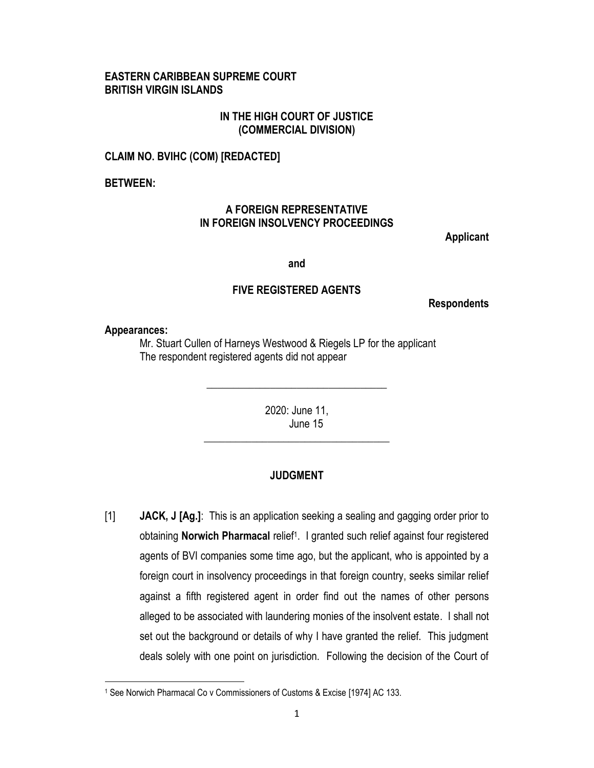**EASTERN CARIBBEAN SUPREME COURT**
**BRITISH VIRGIN ISLANDS**

**IN THE HIGH COURT OF JUSTICE**
**(COMMERCIAL DIVISION)**

**CLAIM NO. BVIHC (COM) [REDACTED]**

**BETWEEN:**

**A FOREIGN REPRESENTATIVE**
**IN FOREIGN INSOLVENCY PROCEEDINGS**

**Applicant**

**and**

**FIVE REGISTERED AGENTS**

**Respondents**

**Appearances:**

Mr. Stuart Cullen of Harneys Westwood & Riegels LP for the applicant
The respondent registered agents did not appear

---

2020: June 11,
June 15

---

## JUDGMENT

[1] **JACK, J [Ag.]**: This is an application seeking a sealing and gagging order prior to obtaining **Norwich Pharmacal** relief[1]. I granted such relief against four registered agents of BVI companies some time ago, but the applicant, who is appointed by a foreign court in insolvency proceedings in that foreign country, seeks similar relief against a fifth registered agent in order find out the names of other persons alleged to be associated with laundering monies of the insolvent estate. I shall not set out the background or details of why I have granted the relief. This judgment deals solely with one point on jurisdiction. Following the decision of the Court of

[1] See Norwich Pharmacal Co v Commissioners of Customs & Excise [1974] AC 133.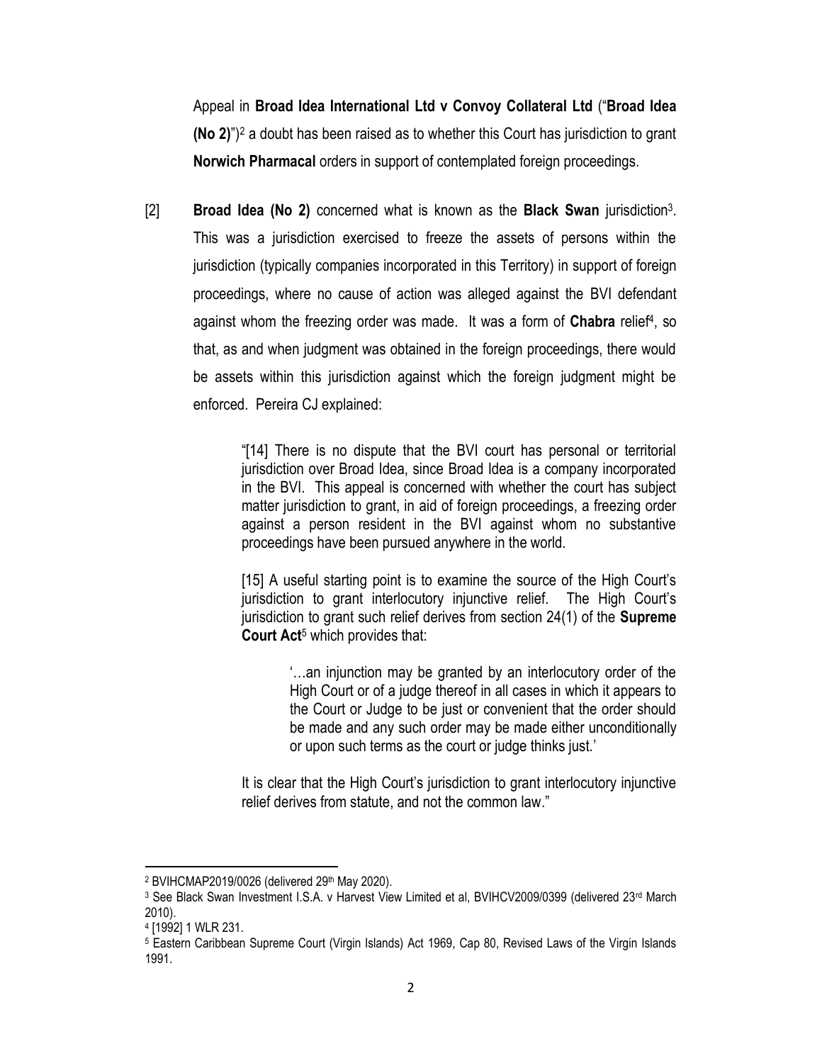Appeal in **Broad Idea International Ltd v Convoy Collateral Ltd** ("**Broad Idea (No 2)**")[2] a doubt has been raised as to whether this Court has jurisdiction to grant **Norwich Pharmacal** orders in support of contemplated foreign proceedings.

[2] **Broad Idea (No 2)** concerned what is known as the **Black Swan** jurisdiction[3]. This was a jurisdiction exercised to freeze the assets of persons within the jurisdiction (typically companies incorporated in this Territory) in support of foreign proceedings, where no cause of action was alleged against the BVI defendant against whom the freezing order was made. It was a form of **Chabra** relief[4], so that, as and when judgment was obtained in the foreign proceedings, there would be assets within this jurisdiction against which the foreign judgment might be enforced. Pereira CJ explained:

> "[14] There is no dispute that the BVI court has personal or territorial jurisdiction over Broad Idea, since Broad Idea is a company incorporated in the BVI. This appeal is concerned with whether the court has subject matter jurisdiction to grant, in aid of foreign proceedings, a freezing order against a person resident in the BVI against whom no substantive proceedings have been pursued anywhere in the world.
>
> [15] A useful starting point is to examine the source of the High Court's jurisdiction to grant interlocutory injunctive relief. The High Court's jurisdiction to grant such relief derives from section 24(1) of the **Supreme Court Act**[5] which provides that:
>
> > '…an injunction may be granted by an interlocutory order of the High Court or of a judge thereof in all cases in which it appears to the Court or Judge to be just or convenient that the order should be made and any such order may be made either unconditionally or upon such terms as the court or judge thinks just.'
>
> It is clear that the High Court's jurisdiction to grant interlocutory injunctive relief derives from statute, and not the common law."

---

[2] BVIHCMAP2019/0026 (delivered 29th May 2020).

[3] See Black Swan Investment I.S.A. v Harvest View Limited et al, BVIHCV2009/0399 (delivered 23rd March 2010).

[4] [1992] 1 WLR 231.

[5] Eastern Caribbean Supreme Court (Virgin Islands) Act 1969, Cap 80, Revised Laws of the Virgin Islands 1991.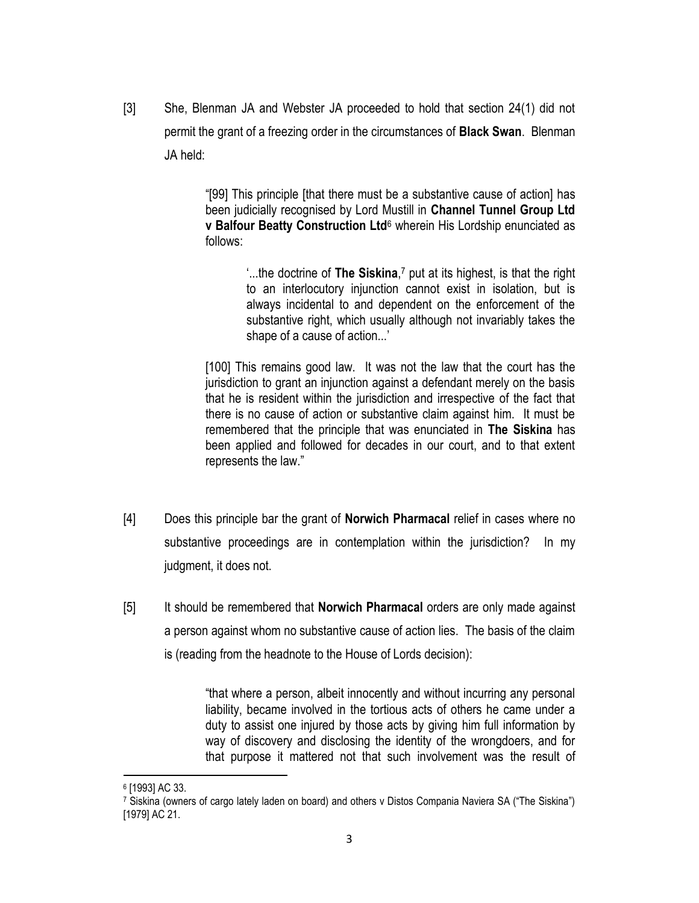[3] She, Blenman JA and Webster JA proceeded to hold that section 24(1) did not permit the grant of a freezing order in the circumstances of **Black Swan**. Blenman JA held:

> "[99] This principle [that there must be a substantive cause of action] has been judicially recognised by Lord Mustill in **Channel Tunnel Group Ltd v Balfour Beatty Construction Ltd**[6] wherein His Lordship enunciated as follows:
>
> > '...the doctrine of **The Siskina**,[7] put at its highest, is that the right to an interlocutory injunction cannot exist in isolation, but is always incidental to and dependent on the enforcement of the substantive right, which usually although not invariably takes the shape of a cause of action...'
>
> [100] This remains good law. It was not the law that the court has the jurisdiction to grant an injunction against a defendant merely on the basis that he is resident within the jurisdiction and irrespective of the fact that there is no cause of action or substantive claim against him. It must be remembered that the principle that was enunciated in **The Siskina** has been applied and followed for decades in our court, and to that extent represents the law."

[4] Does this principle bar the grant of **Norwich Pharmacal** relief in cases where no substantive proceedings are in contemplation within the jurisdiction? In my judgment, it does not.

[5] It should be remembered that **Norwich Pharmacal** orders are only made against a person against whom no substantive cause of action lies. The basis of the claim is (reading from the headnote to the House of Lords decision):

> "that where a person, albeit innocently and without incurring any personal liability, became involved in the tortious acts of others he came under a duty to assist one injured by those acts by giving him full information by way of discovery and disclosing the identity of the wrongdoers, and for that purpose it mattered not that such involvement was the result of

---

[6] [1993] AC 33.

[7] Siskina (owners of cargo lately laden on board) and others v Distos Compania Naviera SA ("The Siskina") [1979] AC 21.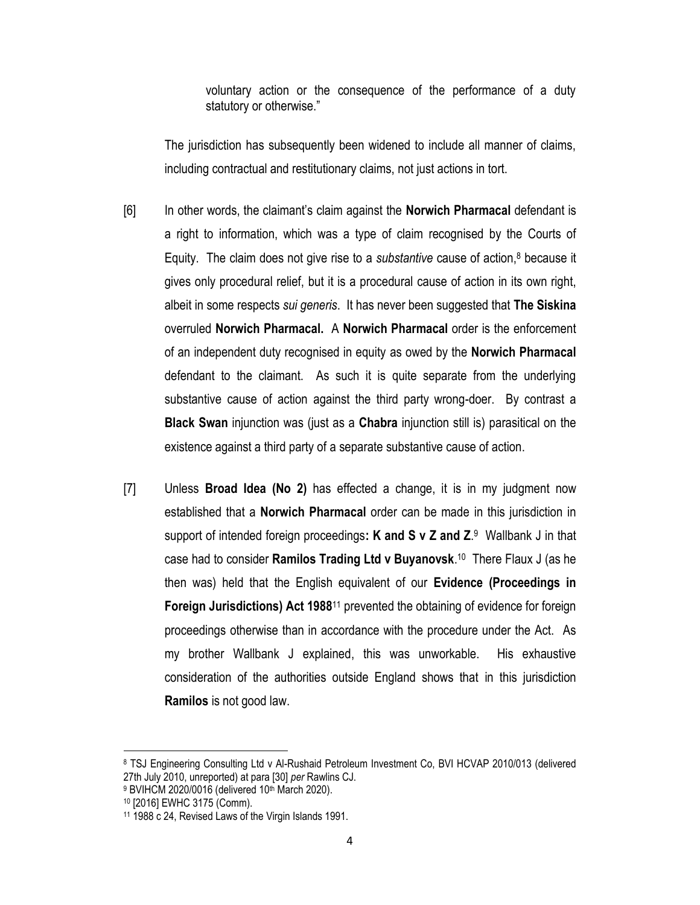voluntary action or the consequence of the performance of a duty statutory or otherwise."

The jurisdiction has subsequently been widened to include all manner of claims, including contractual and restitutionary claims, not just actions in tort.

[6] In other words, the claimant's claim against the **Norwich Pharmacal** defendant is a right to information, which was a type of claim recognised by the Courts of Equity. The claim does not give rise to a *substantive* cause of action,[8] because it gives only procedural relief, but it is a procedural cause of action in its own right, albeit in some respects *sui generis*. It has never been suggested that **The Siskina** overruled **Norwich Pharmacal.** A **Norwich Pharmacal** order is the enforcement of an independent duty recognised in equity as owed by the **Norwich Pharmacal** defendant to the claimant. As such it is quite separate from the underlying substantive cause of action against the third party wrong-doer. By contrast a **Black Swan** injunction was (just as a **Chabra** injunction still is) parasitical on the existence against a third party of a separate substantive cause of action.

[7] Unless **Broad Idea (No 2)** has effected a change, it is in my judgment now established that a **Norwich Pharmacal** order can be made in this jurisdiction in support of intended foreign proceedings**: K and S v Z and Z**.[9] Wallbank J in that case had to consider **Ramilos Trading Ltd v Buyanovsk**.[10] There Flaux J (as he then was) held that the English equivalent of our **Evidence (Proceedings in Foreign Jurisdictions) Act 1988**[11] prevented the obtaining of evidence for foreign proceedings otherwise than in accordance with the procedure under the Act. As my brother Wallbank J explained, this was unworkable. His exhaustive consideration of the authorities outside England shows that in this jurisdiction **Ramilos** is not good law.

---

[8] TSJ Engineering Consulting Ltd v Al-Rushaid Petroleum Investment Co, BVI HCVAP 2010/013 (delivered 27th July 2010, unreported) at para [30] *per* Rawlins CJ.

[9] BVIHCM 2020/0016 (delivered 10th March 2020).

[10] [2016] EWHC 3175 (Comm).

[11] 1988 c 24, Revised Laws of the Virgin Islands 1991.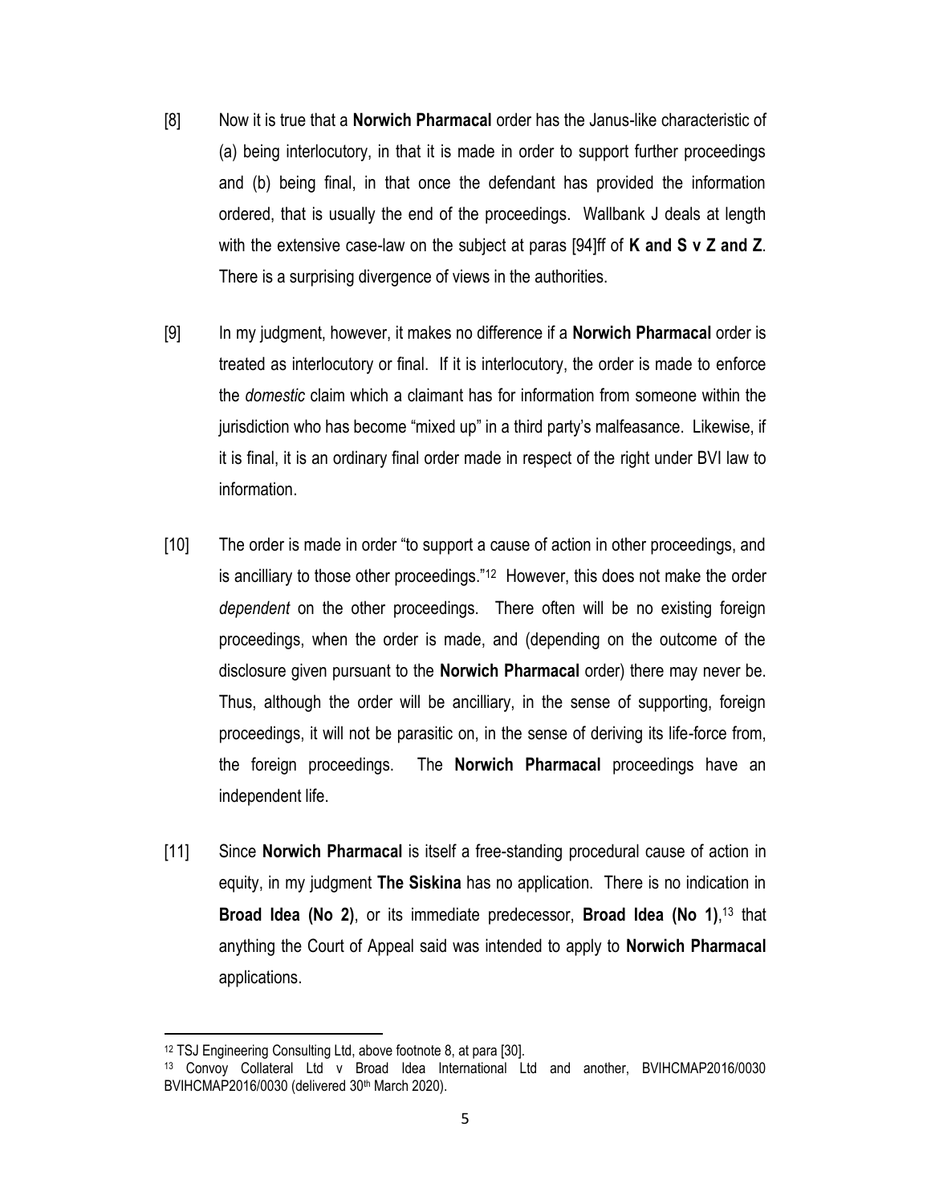[8] Now it is true that a **Norwich Pharmacal** order has the Janus-like characteristic of (a) being interlocutory, in that it is made in order to support further proceedings and (b) being final, in that once the defendant has provided the information ordered, that is usually the end of the proceedings. Wallbank J deals at length with the extensive case-law on the subject at paras [94]ff of **K and S v Z and Z**. There is a surprising divergence of views in the authorities.

[9] In my judgment, however, it makes no difference if a **Norwich Pharmacal** order is treated as interlocutory or final. If it is interlocutory, the order is made to enforce the *domestic* claim which a claimant has for information from someone within the jurisdiction who has become "mixed up" in a third party's malfeasance. Likewise, if it is final, it is an ordinary final order made in respect of the right under BVI law to information.

[10] The order is made in order "to support a cause of action in other proceedings, and is ancilliary to those other proceedings."[12] However, this does not make the order *dependent* on the other proceedings. There often will be no existing foreign proceedings, when the order is made, and (depending on the outcome of the disclosure given pursuant to the **Norwich Pharmacal** order) there may never be. Thus, although the order will be ancilliary, in the sense of supporting, foreign proceedings, it will not be parasitic on, in the sense of deriving its life-force from, the foreign proceedings. The **Norwich Pharmacal** proceedings have an independent life.

[11] Since **Norwich Pharmacal** is itself a free-standing procedural cause of action in equity, in my judgment **The Siskina** has no application. There is no indication in **Broad Idea (No 2)**, or its immediate predecessor, **Broad Idea (No 1)**,[13] that anything the Court of Appeal said was intended to apply to **Norwich Pharmacal** applications.

---

[12] TSJ Engineering Consulting Ltd, above footnote 8, at para [30].

[13] Convoy Collateral Ltd v Broad Idea International Ltd and another, BVIHCMAP2016/0030 BVIHCMAP2016/0030 (delivered 30th March 2020).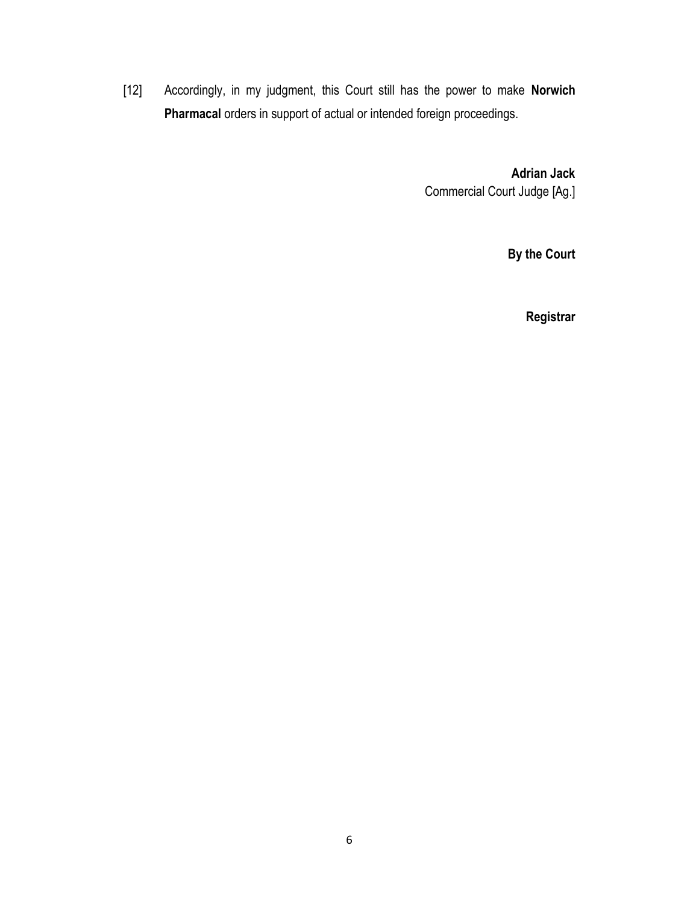[12] Accordingly, in my judgment, this Court still has the power to make **Norwich Pharmacal** orders in support of actual or intended foreign proceedings.

**Adrian Jack**
Commercial Court Judge [Ag.]

**By the Court**

**Registrar**